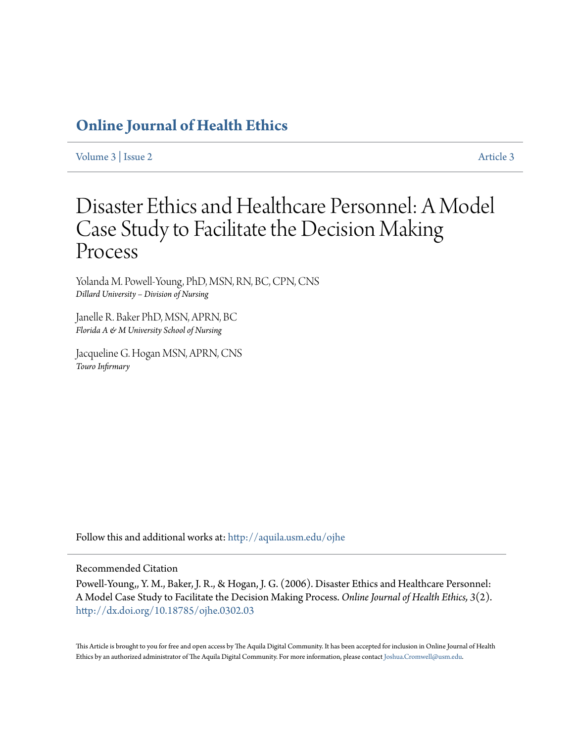## Online Journal of Health Ethics

Volume 3 | Issue 2 Article 3

# Disaster Ethics and Healthcare Personnel: A Model Case Study to Facilitate the Decision Making Process

Yolanda M. Powell-Young, PhD, MSN, RN, BC, CPN, CNS
*Dillard University – Division of Nursing*

Janelle R. Baker PhD, MSN, APRN, BC
*Florida A & M University School of Nursing*

Jacqueline G. Hogan MSN, APRN, CNS
*Touro Infirmary*

Follow this and additional works at: http://aquila.usm.edu/ojhe

Recommended Citation

Powell-Young,, Y. M., Baker, J. R., & Hogan, J. G. (2006). Disaster Ethics and Healthcare Personnel: A Model Case Study to Facilitate the Decision Making Process. *Online Journal of Health Ethics, 3*(2). http://dx.doi.org/10.18785/ojhe.0302.03

This Article is brought to you for free and open access by The Aquila Digital Community. It has been accepted for inclusion in Online Journal of Health Ethics by an authorized administrator of The Aquila Digital Community. For more information, please contact Joshua.Cromwell@usm.edu.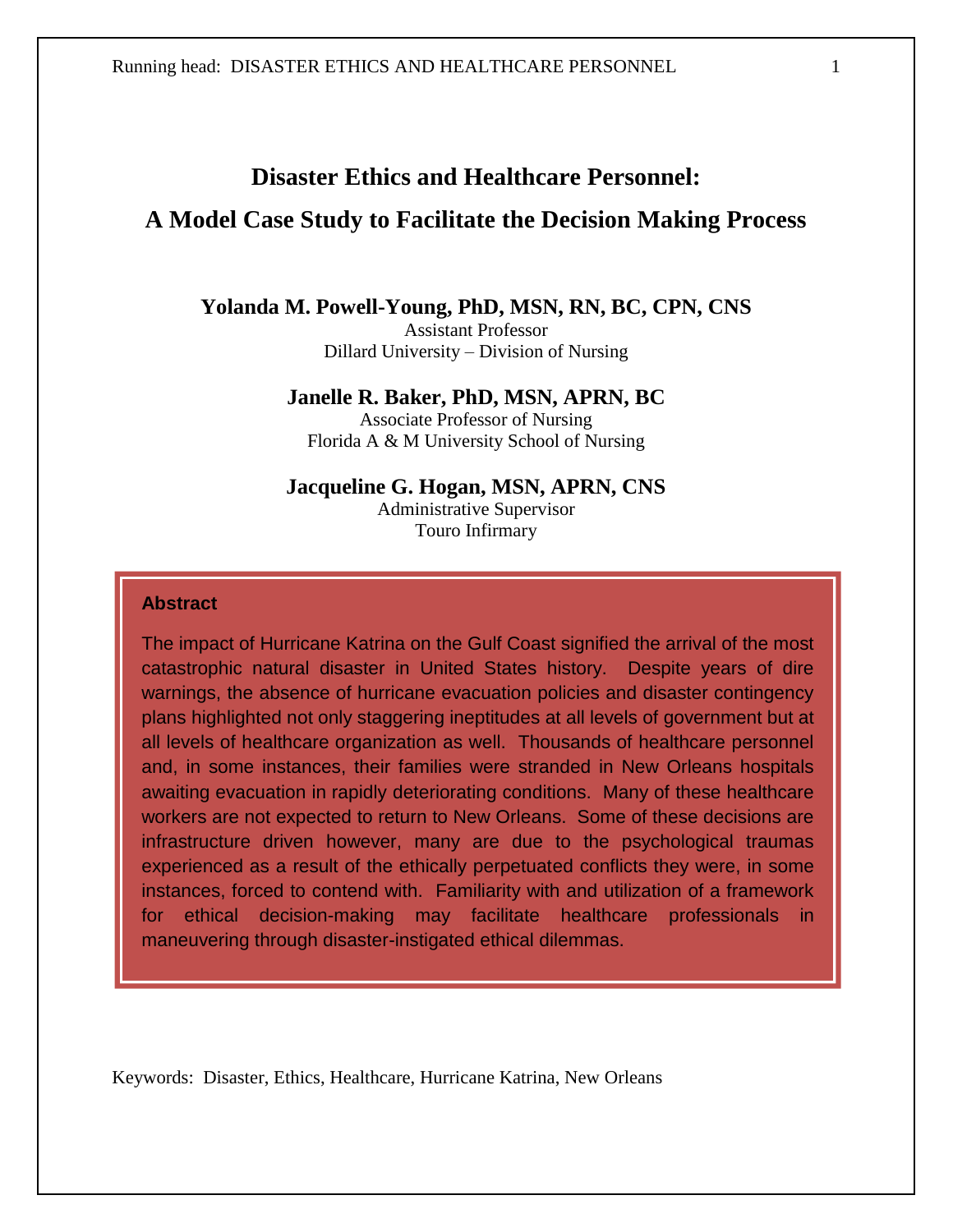# Disaster Ethics and Healthcare Personnel: A Model Case Study to Facilitate the Decision Making Process

**Yolanda M. Powell-Young, PhD, MSN, RN, BC, CPN, CNS**
Assistant Professor
Dillard University – Division of Nursing

**Janelle R. Baker, PhD, MSN, APRN, BC**
Associate Professor of Nursing
Florida A & M University School of Nursing

**Jacqueline G. Hogan, MSN, APRN, CNS**
Administrative Supervisor
Touro Infirmary

**Abstract**

The impact of Hurricane Katrina on the Gulf Coast signified the arrival of the most catastrophic natural disaster in United States history. Despite years of dire warnings, the absence of hurricane evacuation policies and disaster contingency plans highlighted not only staggering ineptitudes at all levels of government but at all levels of healthcare organization as well. Thousands of healthcare personnel and, in some instances, their families were stranded in New Orleans hospitals awaiting evacuation in rapidly deteriorating conditions. Many of these healthcare workers are not expected to return to New Orleans. Some of these decisions are infrastructure driven however, many are due to the psychological traumas experienced as a result of the ethically perpetuated conflicts they were, in some instances, forced to contend with. Familiarity with and utilization of a framework for ethical decision-making may facilitate healthcare professionals in maneuvering through disaster-instigated ethical dilemmas.

Keywords: Disaster, Ethics, Healthcare, Hurricane Katrina, New Orleans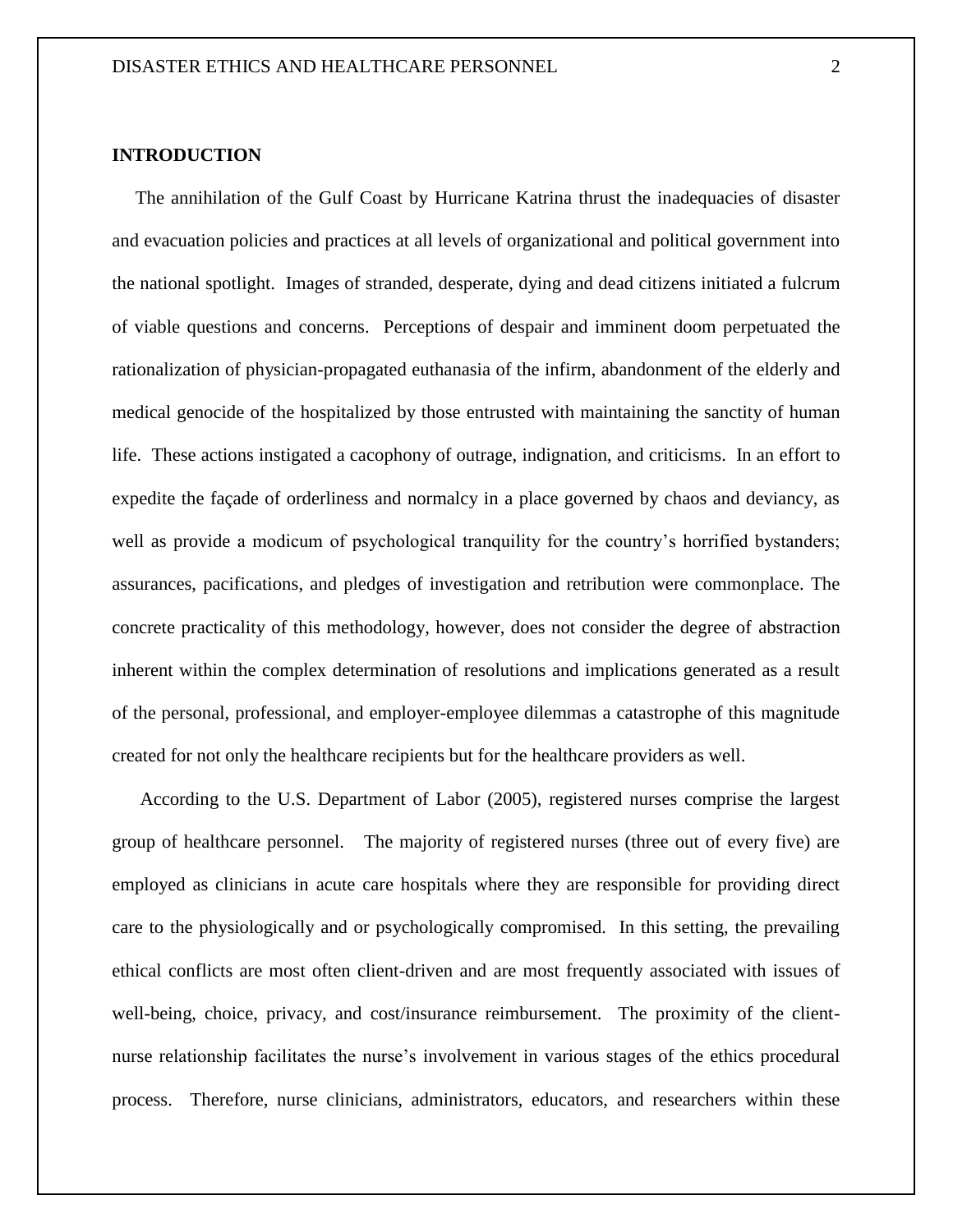**INTRODUCTION**

The annihilation of the Gulf Coast by Hurricane Katrina thrust the inadequacies of disaster and evacuation policies and practices at all levels of organizational and political government into the national spotlight. Images of stranded, desperate, dying and dead citizens initiated a fulcrum of viable questions and concerns. Perceptions of despair and imminent doom perpetuated the rationalization of physician-propagated euthanasia of the infirm, abandonment of the elderly and medical genocide of the hospitalized by those entrusted with maintaining the sanctity of human life. These actions instigated a cacophony of outrage, indignation, and criticisms. In an effort to expedite the façade of orderliness and normalcy in a place governed by chaos and deviancy, as well as provide a modicum of psychological tranquility for the country's horrified bystanders; assurances, pacifications, and pledges of investigation and retribution were commonplace. The concrete practicality of this methodology, however, does not consider the degree of abstraction inherent within the complex determination of resolutions and implications generated as a result of the personal, professional, and employer-employee dilemmas a catastrophe of this magnitude created for not only the healthcare recipients but for the healthcare providers as well.

According to the U.S. Department of Labor (2005), registered nurses comprise the largest group of healthcare personnel. The majority of registered nurses (three out of every five) are employed as clinicians in acute care hospitals where they are responsible for providing direct care to the physiologically and or psychologically compromised. In this setting, the prevailing ethical conflicts are most often client-driven and are most frequently associated with issues of well-being, choice, privacy, and cost/insurance reimbursement. The proximity of the client-nurse relationship facilitates the nurse's involvement in various stages of the ethics procedural process. Therefore, nurse clinicians, administrators, educators, and researchers within these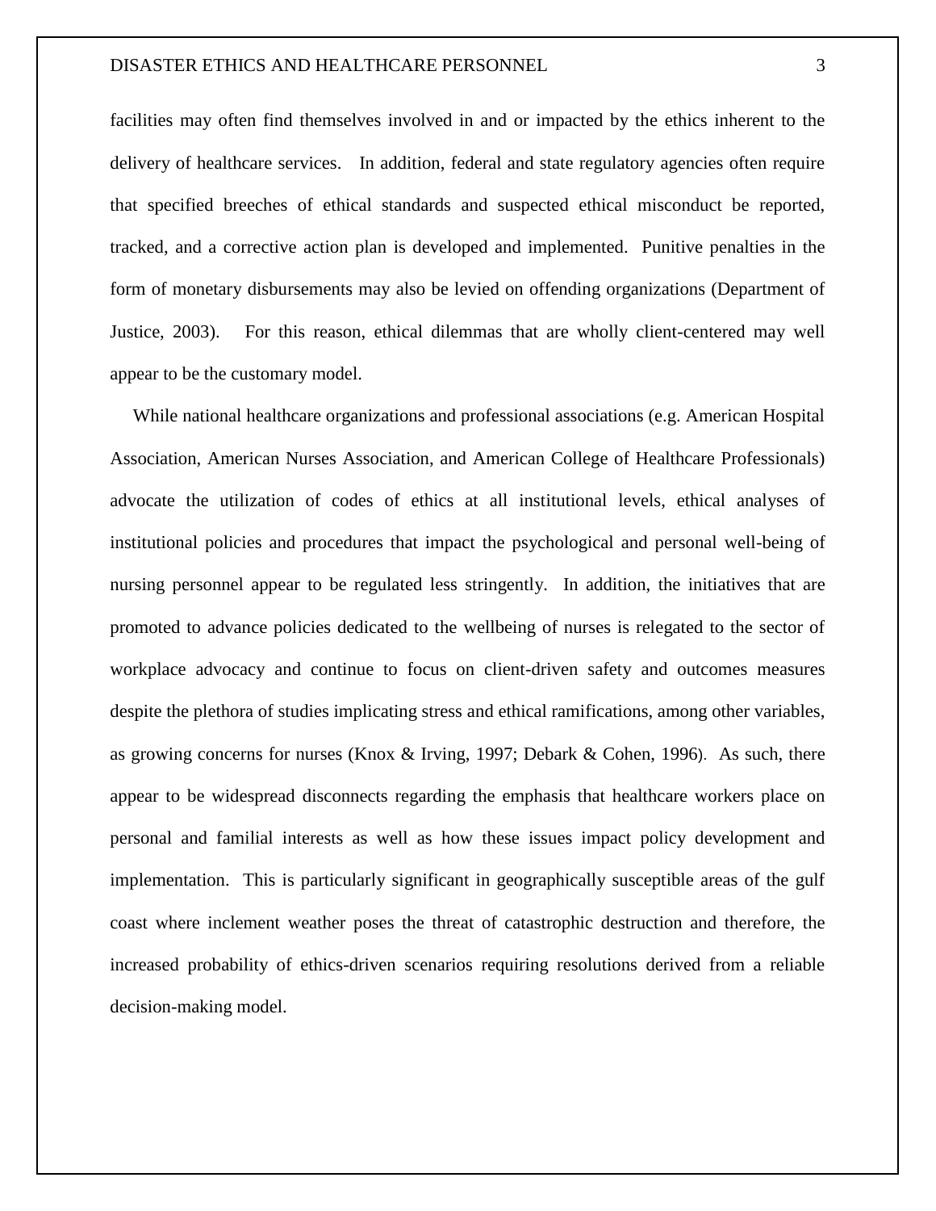facilities may often find themselves involved in and or impacted by the ethics inherent to the delivery of healthcare services. In addition, federal and state regulatory agencies often require that specified breeches of ethical standards and suspected ethical misconduct be reported, tracked, and a corrective action plan is developed and implemented. Punitive penalties in the form of monetary disbursements may also be levied on offending organizations (Department of Justice, 2003). For this reason, ethical dilemmas that are wholly client-centered may well appear to be the customary model.

While national healthcare organizations and professional associations (e.g. American Hospital Association, American Nurses Association, and American College of Healthcare Professionals) advocate the utilization of codes of ethics at all institutional levels, ethical analyses of institutional policies and procedures that impact the psychological and personal well-being of nursing personnel appear to be regulated less stringently. In addition, the initiatives that are promoted to advance policies dedicated to the wellbeing of nurses is relegated to the sector of workplace advocacy and continue to focus on client-driven safety and outcomes measures despite the plethora of studies implicating stress and ethical ramifications, among other variables, as growing concerns for nurses (Knox & Irving, 1997; Debark & Cohen, 1996). As such, there appear to be widespread disconnects regarding the emphasis that healthcare workers place on personal and familial interests as well as how these issues impact policy development and implementation. This is particularly significant in geographically susceptible areas of the gulf coast where inclement weather poses the threat of catastrophic destruction and therefore, the increased probability of ethics-driven scenarios requiring resolutions derived from a reliable decision-making model.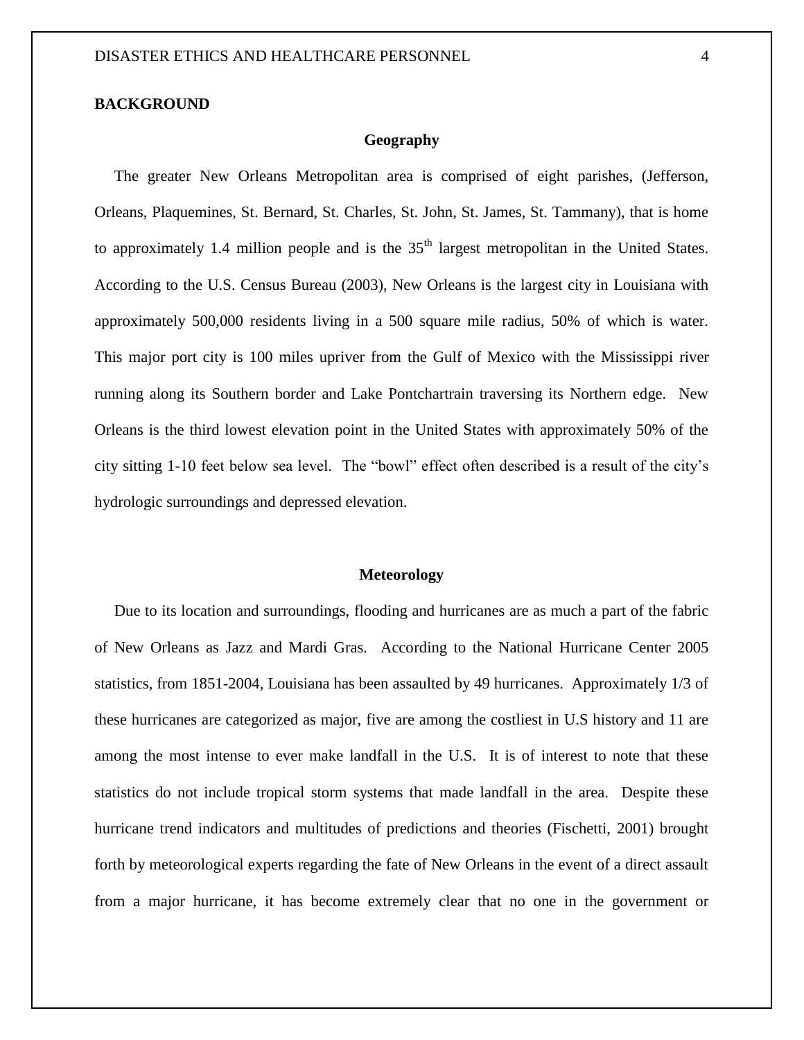**BACKGROUND**

### Geography

The greater New Orleans Metropolitan area is comprised of eight parishes, (Jefferson, Orleans, Plaquemines, St. Bernard, St. Charles, St. John, St. James, St. Tammany), that is home to approximately 1.4 million people and is the 35th largest metropolitan in the United States. According to the U.S. Census Bureau (2003), New Orleans is the largest city in Louisiana with approximately 500,000 residents living in a 500 square mile radius, 50% of which is water. This major port city is 100 miles upriver from the Gulf of Mexico with the Mississippi river running along its Southern border and Lake Pontchartrain traversing its Northern edge. New Orleans is the third lowest elevation point in the United States with approximately 50% of the city sitting 1-10 feet below sea level. The "bowl" effect often described is a result of the city's hydrologic surroundings and depressed elevation.

### Meteorology

Due to its location and surroundings, flooding and hurricanes are as much a part of the fabric of New Orleans as Jazz and Mardi Gras. According to the National Hurricane Center 2005 statistics, from 1851-2004, Louisiana has been assaulted by 49 hurricanes. Approximately 1/3 of these hurricanes are categorized as major, five are among the costliest in U.S history and 11 are among the most intense to ever make landfall in the U.S. It is of interest to note that these statistics do not include tropical storm systems that made landfall in the area. Despite these hurricane trend indicators and multitudes of predictions and theories (Fischetti, 2001) brought forth by meteorological experts regarding the fate of New Orleans in the event of a direct assault from a major hurricane, it has become extremely clear that no one in the government or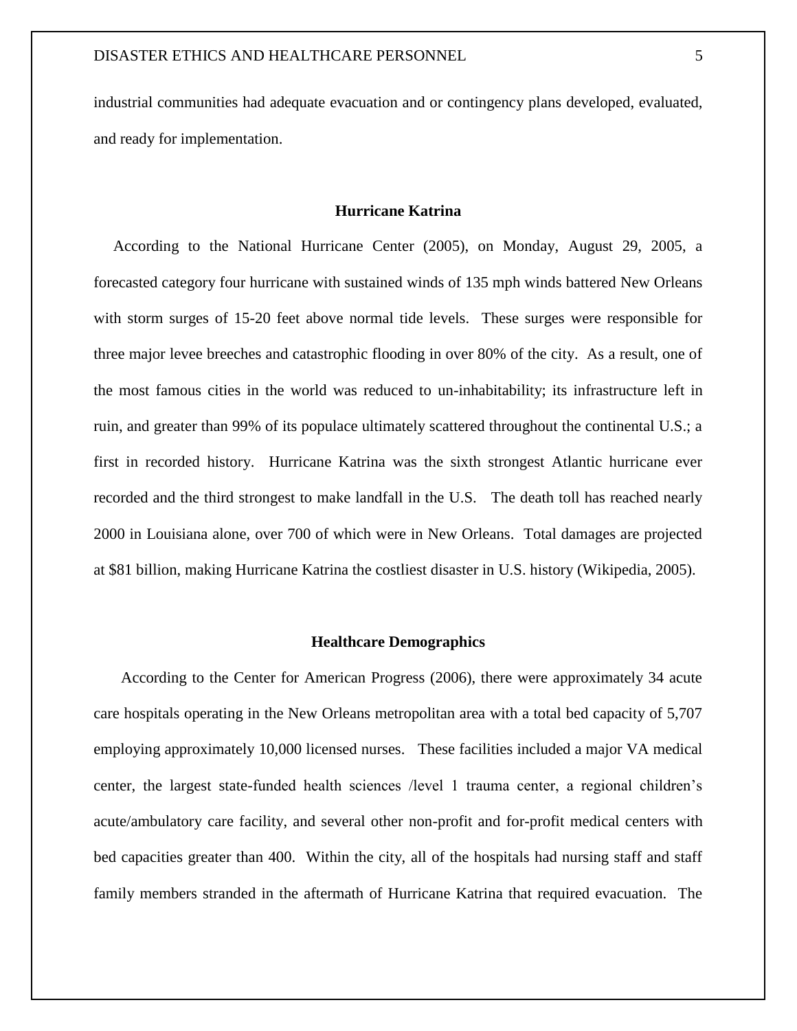industrial communities had adequate evacuation and or contingency plans developed, evaluated, and ready for implementation.

## Hurricane Katrina

According to the National Hurricane Center (2005), on Monday, August 29, 2005, a forecasted category four hurricane with sustained winds of 135 mph winds battered New Orleans with storm surges of 15-20 feet above normal tide levels. These surges were responsible for three major levee breeches and catastrophic flooding in over 80% of the city. As a result, one of the most famous cities in the world was reduced to un-inhabitability; its infrastructure left in ruin, and greater than 99% of its populace ultimately scattered throughout the continental U.S.; a first in recorded history. Hurricane Katrina was the sixth strongest Atlantic hurricane ever recorded and the third strongest to make landfall in the U.S. The death toll has reached nearly 2000 in Louisiana alone, over 700 of which were in New Orleans. Total damages are projected at $81 billion, making Hurricane Katrina the costliest disaster in U.S. history (Wikipedia, 2005).

## Healthcare Demographics

According to the Center for American Progress (2006), there were approximately 34 acute care hospitals operating in the New Orleans metropolitan area with a total bed capacity of 5,707 employing approximately 10,000 licensed nurses. These facilities included a major VA medical center, the largest state-funded health sciences /level 1 trauma center, a regional children's acute/ambulatory care facility, and several other non-profit and for-profit medical centers with bed capacities greater than 400. Within the city, all of the hospitals had nursing staff and staff family members stranded in the aftermath of Hurricane Katrina that required evacuation. The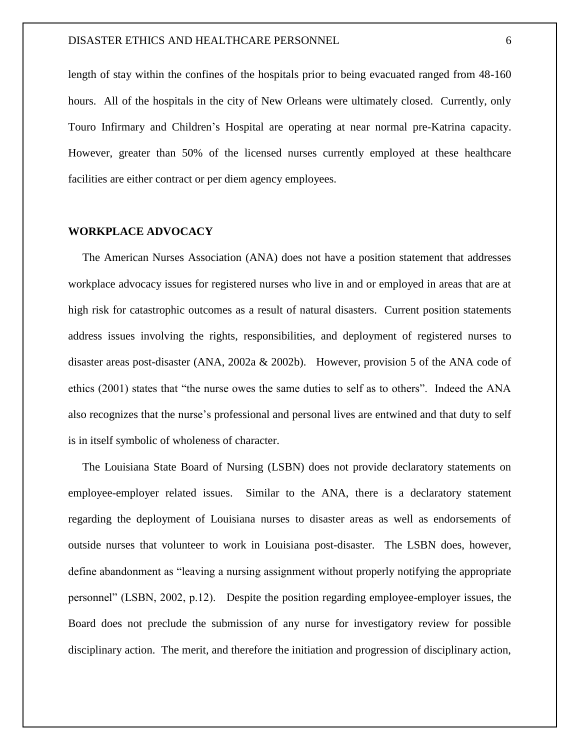length of stay within the confines of the hospitals prior to being evacuated ranged from 48-160 hours. All of the hospitals in the city of New Orleans were ultimately closed. Currently, only Touro Infirmary and Children's Hospital are operating at near normal pre-Katrina capacity. However, greater than 50% of the licensed nurses currently employed at these healthcare facilities are either contract or per diem agency employees.

## WORKPLACE ADVOCACY

The American Nurses Association (ANA) does not have a position statement that addresses workplace advocacy issues for registered nurses who live in and or employed in areas that are at high risk for catastrophic outcomes as a result of natural disasters. Current position statements address issues involving the rights, responsibilities, and deployment of registered nurses to disaster areas post-disaster (ANA, 2002a & 2002b). However, provision 5 of the ANA code of ethics (2001) states that "the nurse owes the same duties to self as to others". Indeed the ANA also recognizes that the nurse's professional and personal lives are entwined and that duty to self is in itself symbolic of wholeness of character.

The Louisiana State Board of Nursing (LSBN) does not provide declaratory statements on employee-employer related issues. Similar to the ANA, there is a declaratory statement regarding the deployment of Louisiana nurses to disaster areas as well as endorsements of outside nurses that volunteer to work in Louisiana post-disaster. The LSBN does, however, define abandonment as "leaving a nursing assignment without properly notifying the appropriate personnel" (LSBN, 2002, p.12). Despite the position regarding employee-employer issues, the Board does not preclude the submission of any nurse for investigatory review for possible disciplinary action. The merit, and therefore the initiation and progression of disciplinary action,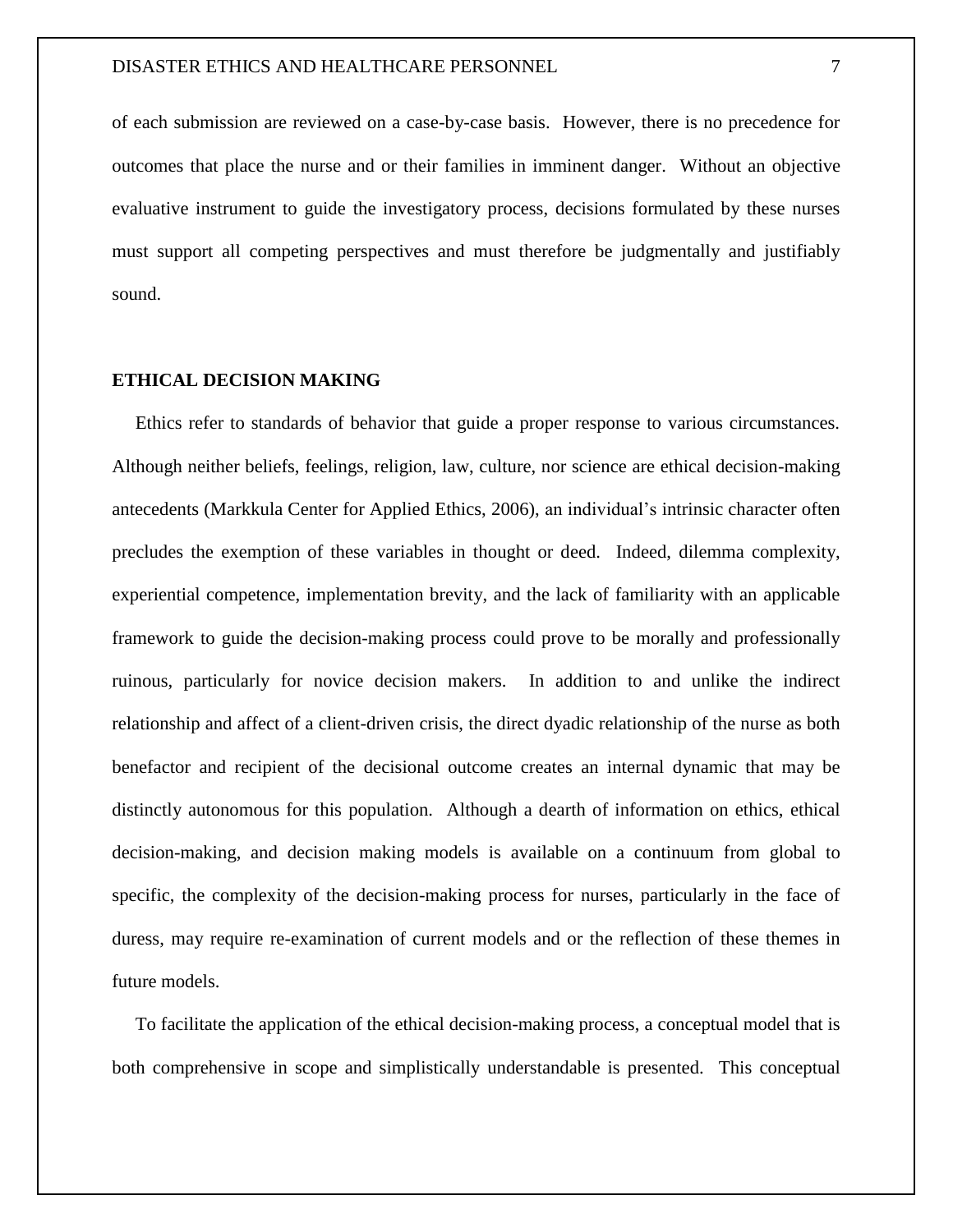of each submission are reviewed on a case-by-case basis. However, there is no precedence for outcomes that place the nurse and or their families in imminent danger. Without an objective evaluative instrument to guide the investigatory process, decisions formulated by these nurses must support all competing perspectives and must therefore be judgmentally and justifiably sound.

## ETHICAL DECISION MAKING

Ethics refer to standards of behavior that guide a proper response to various circumstances. Although neither beliefs, feelings, religion, law, culture, nor science are ethical decision-making antecedents (Markkula Center for Applied Ethics, 2006), an individual's intrinsic character often precludes the exemption of these variables in thought or deed. Indeed, dilemma complexity, experiential competence, implementation brevity, and the lack of familiarity with an applicable framework to guide the decision-making process could prove to be morally and professionally ruinous, particularly for novice decision makers. In addition to and unlike the indirect relationship and affect of a client-driven crisis, the direct dyadic relationship of the nurse as both benefactor and recipient of the decisional outcome creates an internal dynamic that may be distinctly autonomous for this population. Although a dearth of information on ethics, ethical decision-making, and decision making models is available on a continuum from global to specific, the complexity of the decision-making process for nurses, particularly in the face of duress, may require re-examination of current models and or the reflection of these themes in future models.

To facilitate the application of the ethical decision-making process, a conceptual model that is both comprehensive in scope and simplistically understandable is presented. This conceptual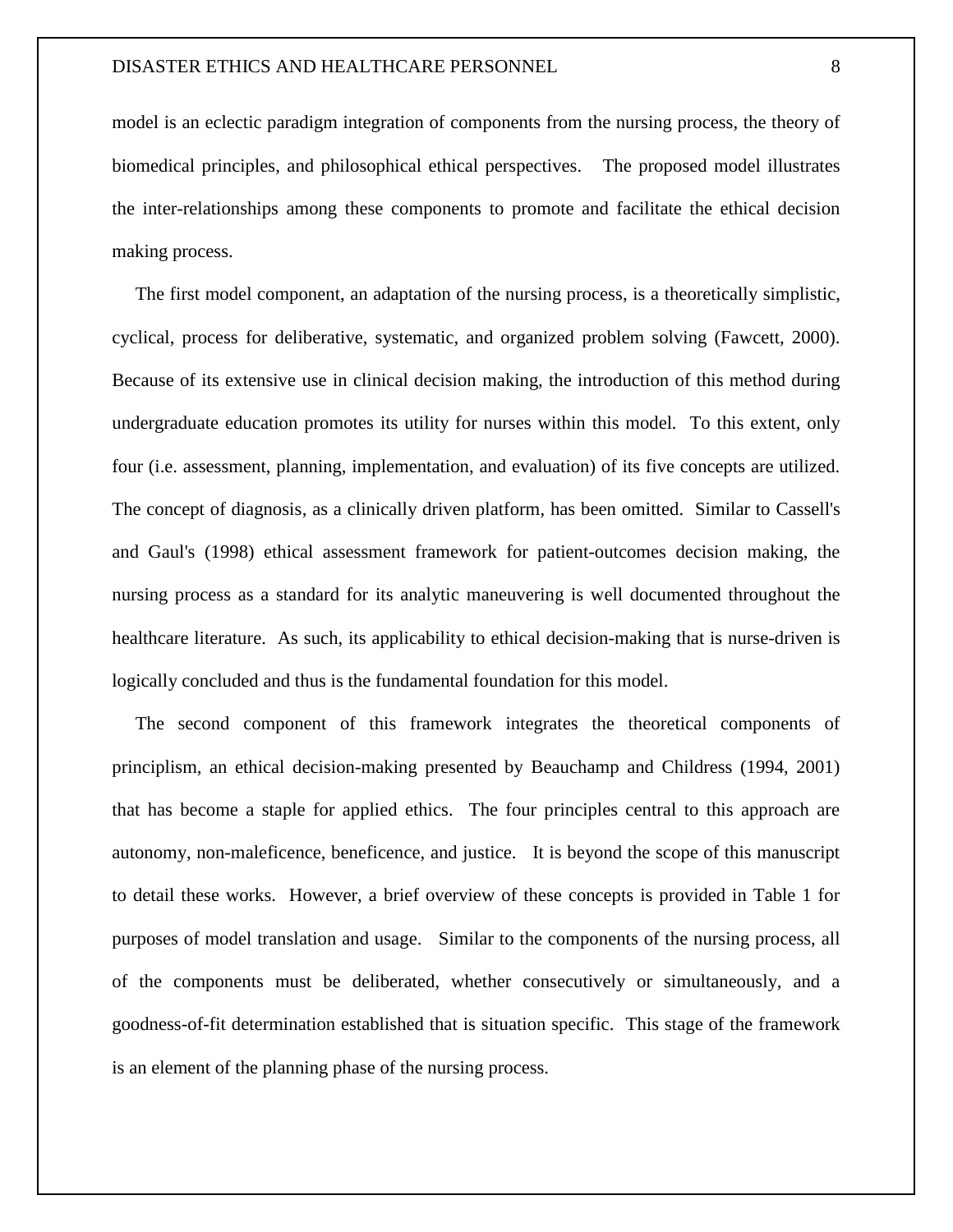model is an eclectic paradigm integration of components from the nursing process, the theory of biomedical principles, and philosophical ethical perspectives. The proposed model illustrates the inter-relationships among these components to promote and facilitate the ethical decision making process.

The first model component, an adaptation of the nursing process, is a theoretically simplistic, cyclical, process for deliberative, systematic, and organized problem solving (Fawcett, 2000). Because of its extensive use in clinical decision making, the introduction of this method during undergraduate education promotes its utility for nurses within this model. To this extent, only four (i.e. assessment, planning, implementation, and evaluation) of its five concepts are utilized. The concept of diagnosis, as a clinically driven platform, has been omitted. Similar to Cassell's and Gaul's (1998) ethical assessment framework for patient-outcomes decision making, the nursing process as a standard for its analytic maneuvering is well documented throughout the healthcare literature. As such, its applicability to ethical decision-making that is nurse-driven is logically concluded and thus is the fundamental foundation for this model.

The second component of this framework integrates the theoretical components of principlism, an ethical decision-making presented by Beauchamp and Childress (1994, 2001) that has become a staple for applied ethics. The four principles central to this approach are autonomy, non-maleficence, beneficence, and justice. It is beyond the scope of this manuscript to detail these works. However, a brief overview of these concepts is provided in Table 1 for purposes of model translation and usage. Similar to the components of the nursing process, all of the components must be deliberated, whether consecutively or simultaneously, and a goodness-of-fit determination established that is situation specific. This stage of the framework is an element of the planning phase of the nursing process.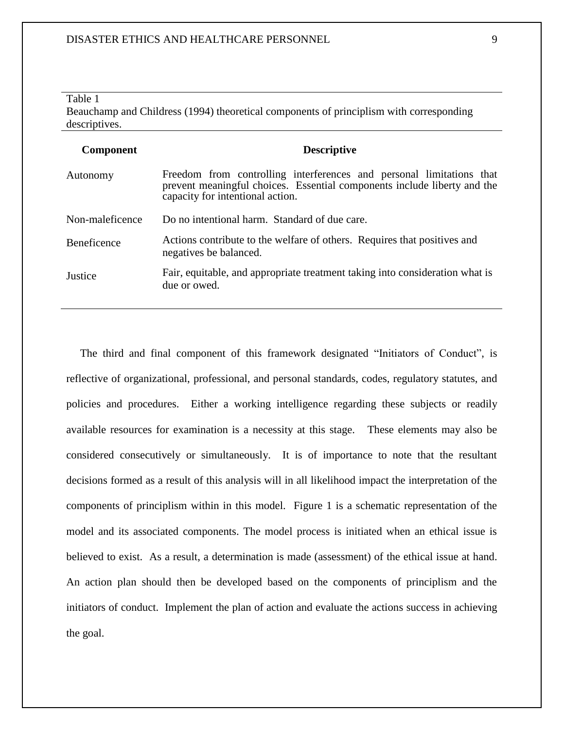Table 1
Beauchamp and Childress (1994) theoretical components of principlism with corresponding descriptives.

| Component | Descriptive |
|---|---|
| Autonomy | Freedom from controlling interferences and personal limitations that prevent meaningful choices. Essential components include liberty and the capacity for intentional action. |
| Non-maleficence | Do no intentional harm. Standard of due care. |
| Beneficence | Actions contribute to the welfare of others. Requires that positives and negatives be balanced. |
| Justice | Fair, equitable, and appropriate treatment taking into consideration what is due or owed. |

The third and final component of this framework designated "Initiators of Conduct", is reflective of organizational, professional, and personal standards, codes, regulatory statutes, and policies and procedures. Either a working intelligence regarding these subjects or readily available resources for examination is a necessity at this stage. These elements may also be considered consecutively or simultaneously. It is of importance to note that the resultant decisions formed as a result of this analysis will in all likelihood impact the interpretation of the components of principlism within in this model. Figure 1 is a schematic representation of the model and its associated components. The model process is initiated when an ethical issue is believed to exist. As a result, a determination is made (assessment) of the ethical issue at hand. An action plan should then be developed based on the components of principlism and the initiators of conduct. Implement the plan of action and evaluate the actions success in achieving the goal.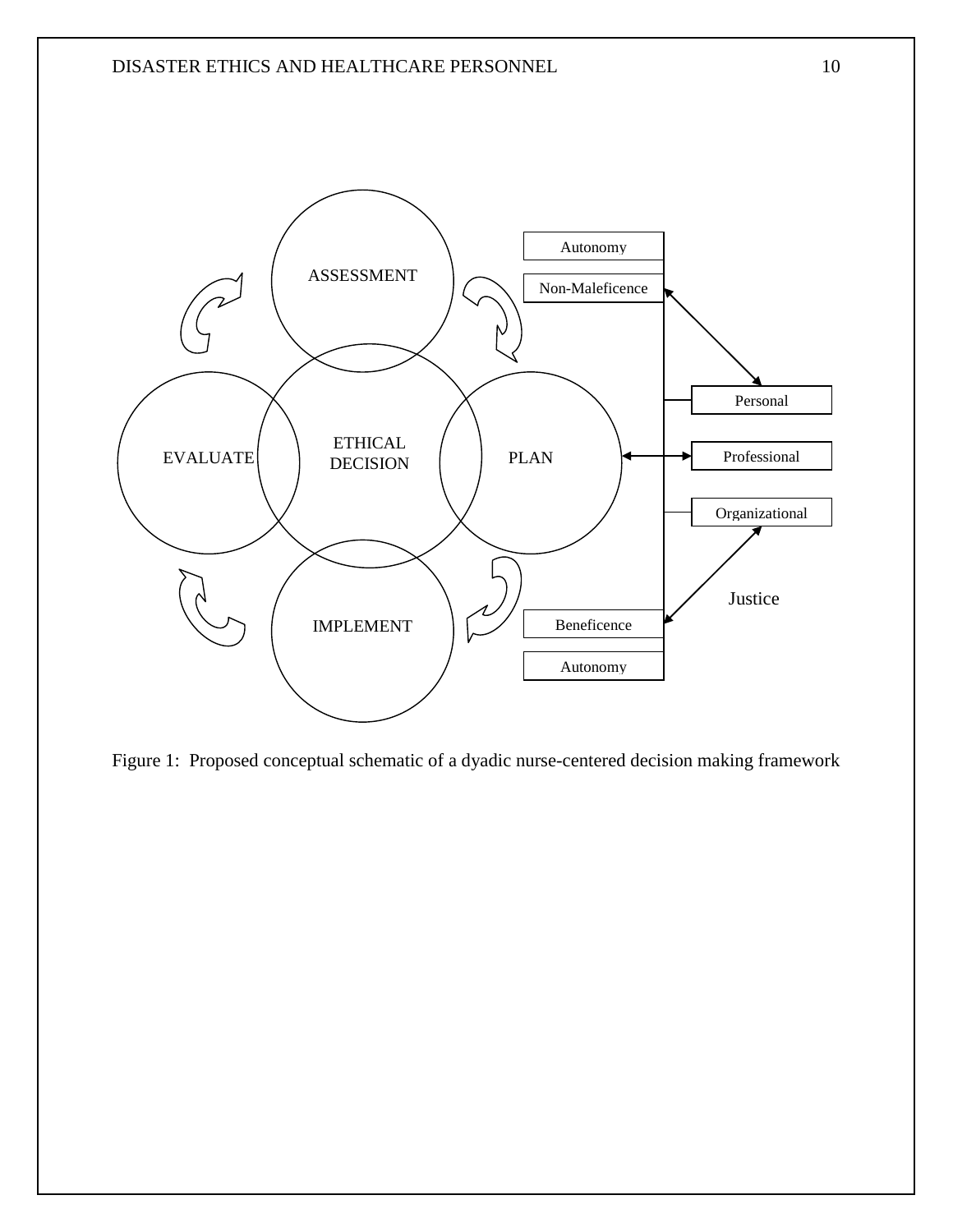ASSESSMENT

EVALUATE

ETHICAL DECISION

PLAN

IMPLEMENT

Autonomy

Non-Maleficence

Personal

Professional

Organizational

Justice

Beneficence

Autonomy

Figure 1: Proposed conceptual schematic of a dyadic nurse-centered decision making framework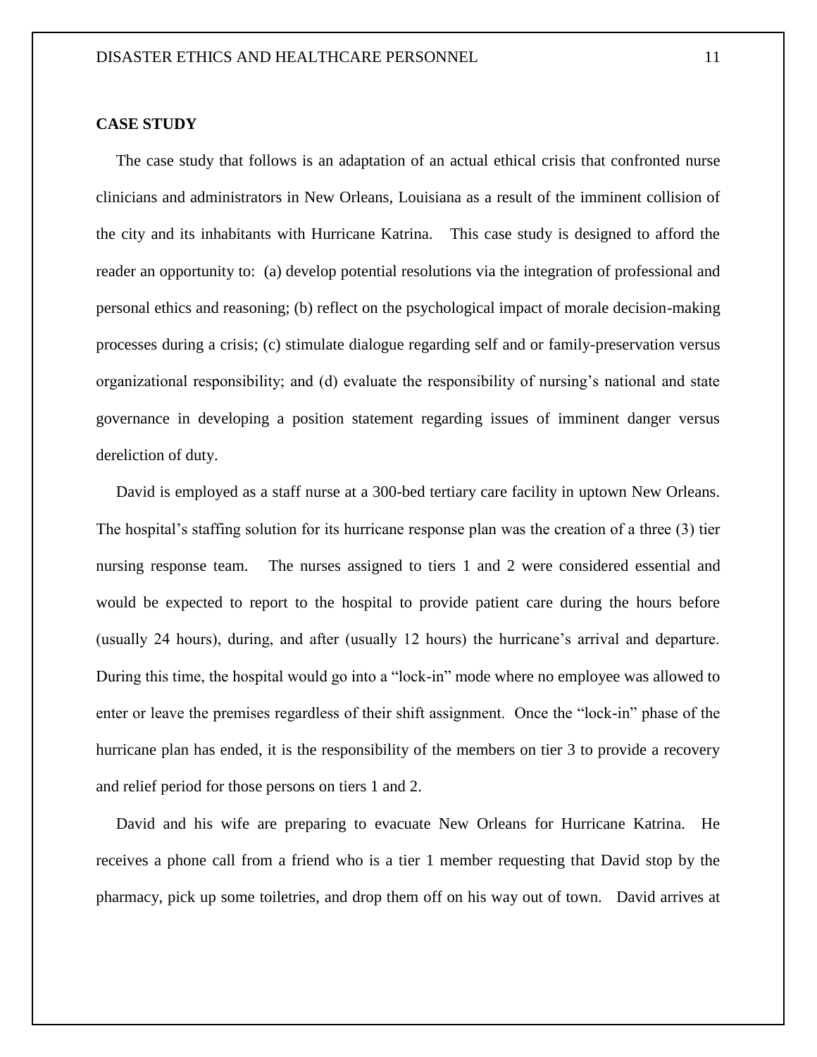**CASE STUDY**

The case study that follows is an adaptation of an actual ethical crisis that confronted nurse clinicians and administrators in New Orleans, Louisiana as a result of the imminent collision of the city and its inhabitants with Hurricane Katrina. This case study is designed to afford the reader an opportunity to: (a) develop potential resolutions via the integration of professional and personal ethics and reasoning; (b) reflect on the psychological impact of morale decision-making processes during a crisis; (c) stimulate dialogue regarding self and or family-preservation versus organizational responsibility; and (d) evaluate the responsibility of nursing's national and state governance in developing a position statement regarding issues of imminent danger versus dereliction of duty.

David is employed as a staff nurse at a 300-bed tertiary care facility in uptown New Orleans. The hospital's staffing solution for its hurricane response plan was the creation of a three (3) tier nursing response team. The nurses assigned to tiers 1 and 2 were considered essential and would be expected to report to the hospital to provide patient care during the hours before (usually 24 hours), during, and after (usually 12 hours) the hurricane's arrival and departure. During this time, the hospital would go into a "lock-in" mode where no employee was allowed to enter or leave the premises regardless of their shift assignment. Once the "lock-in" phase of the hurricane plan has ended, it is the responsibility of the members on tier 3 to provide a recovery and relief period for those persons on tiers 1 and 2.

David and his wife are preparing to evacuate New Orleans for Hurricane Katrina. He receives a phone call from a friend who is a tier 1 member requesting that David stop by the pharmacy, pick up some toiletries, and drop them off on his way out of town. David arrives at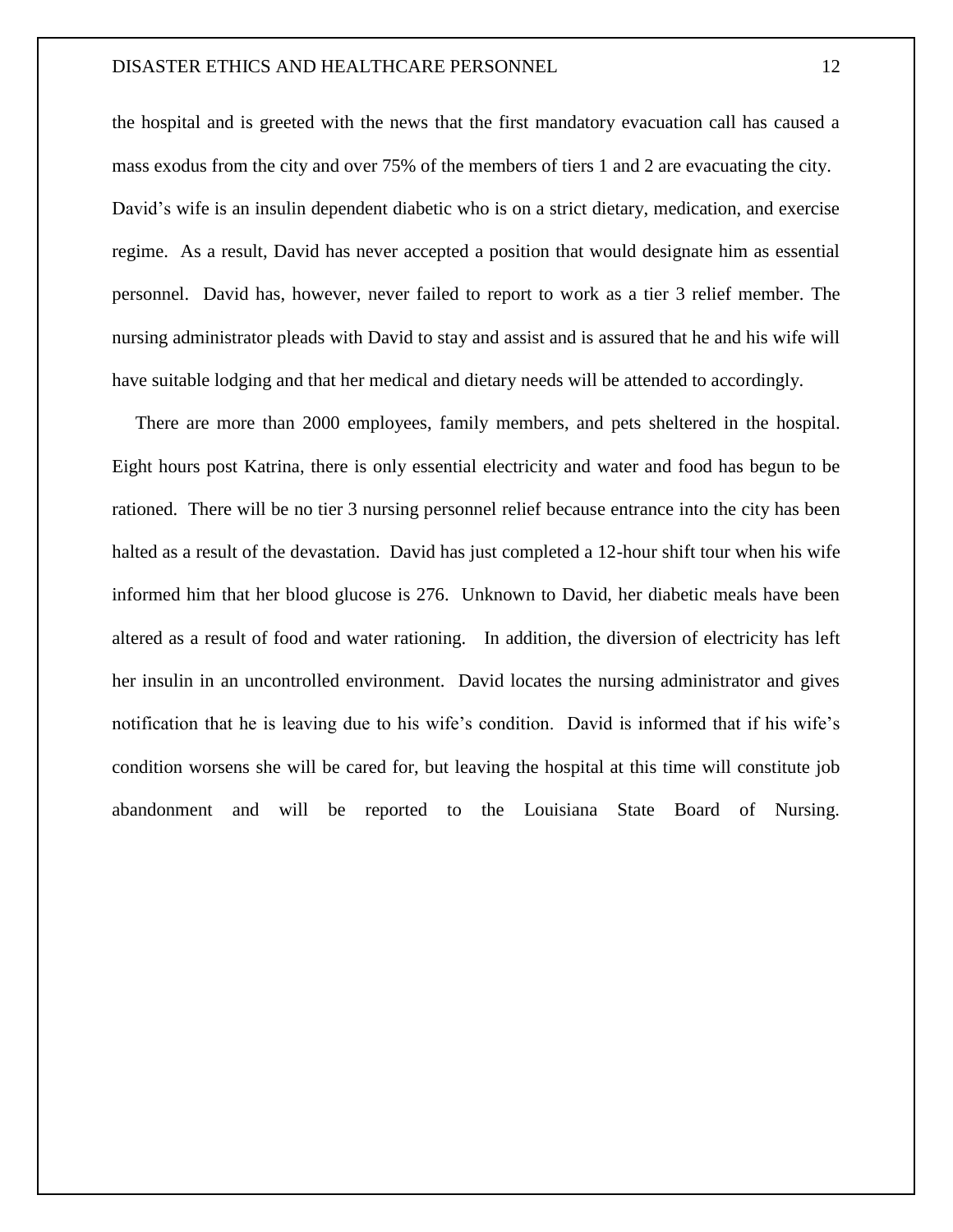the hospital and is greeted with the news that the first mandatory evacuation call has caused a mass exodus from the city and over 75% of the members of tiers 1 and 2 are evacuating the city. David's wife is an insulin dependent diabetic who is on a strict dietary, medication, and exercise regime. As a result, David has never accepted a position that would designate him as essential personnel. David has, however, never failed to report to work as a tier 3 relief member. The nursing administrator pleads with David to stay and assist and is assured that he and his wife will have suitable lodging and that her medical and dietary needs will be attended to accordingly.

There are more than 2000 employees, family members, and pets sheltered in the hospital. Eight hours post Katrina, there is only essential electricity and water and food has begun to be rationed. There will be no tier 3 nursing personnel relief because entrance into the city has been halted as a result of the devastation. David has just completed a 12-hour shift tour when his wife informed him that her blood glucose is 276. Unknown to David, her diabetic meals have been altered as a result of food and water rationing. In addition, the diversion of electricity has left her insulin in an uncontrolled environment. David locates the nursing administrator and gives notification that he is leaving due to his wife's condition. David is informed that if his wife's condition worsens she will be cared for, but leaving the hospital at this time will constitute job abandonment and will be reported to the Louisiana State Board of Nursing.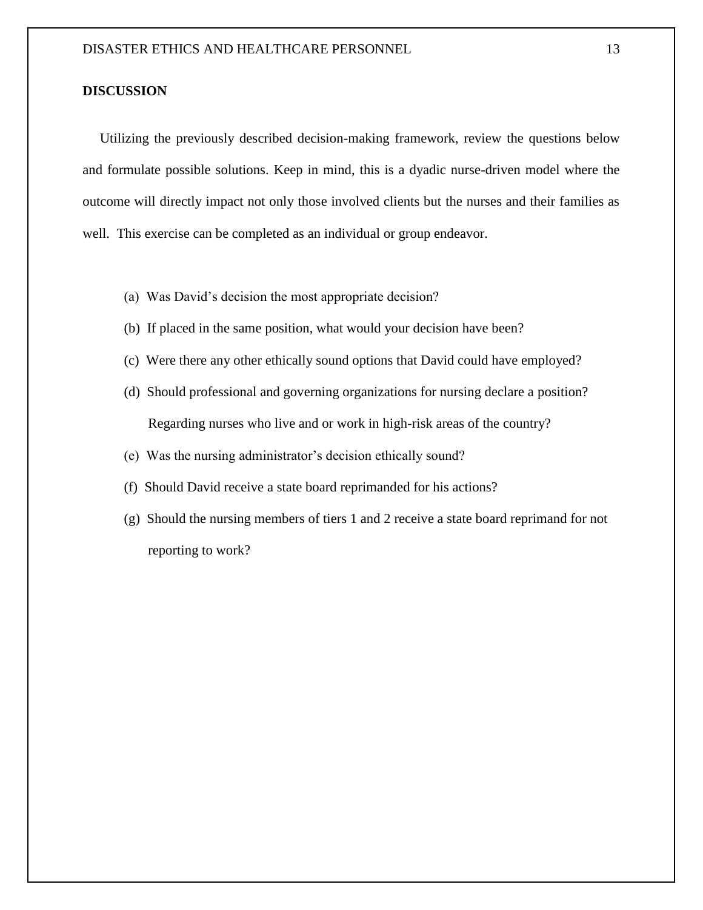## DISCUSSION

Utilizing the previously described decision-making framework, review the questions below and formulate possible solutions. Keep in mind, this is a dyadic nurse-driven model where the outcome will directly impact not only those involved clients but the nurses and their families as well. This exercise can be completed as an individual or group endeavor.

(a) Was David's decision the most appropriate decision?

(b) If placed in the same position, what would your decision have been?

(c) Were there any other ethically sound options that David could have employed?

(d) Should professional and governing organizations for nursing declare a position? Regarding nurses who live and or work in high-risk areas of the country?

(e) Was the nursing administrator's decision ethically sound?

(f) Should David receive a state board reprimanded for his actions?

(g) Should the nursing members of tiers 1 and 2 receive a state board reprimand for not reporting to work?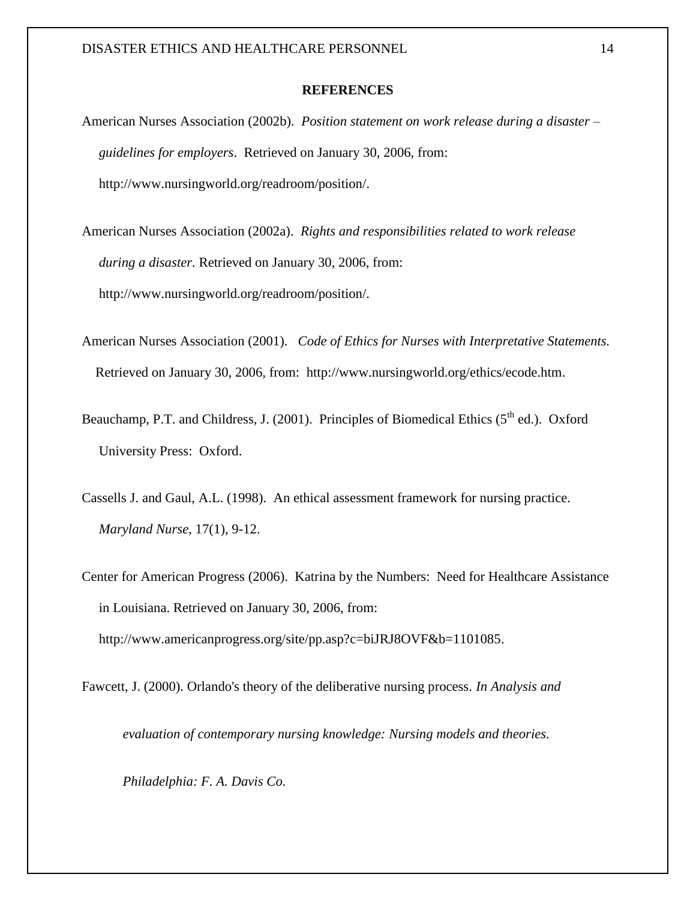**REFERENCES**

American Nurses Association (2002b). *Position statement on work release during a disaster – guidelines for employers*. Retrieved on January 30, 2006, from: http://www.nursingworld.org/readroom/position/.

American Nurses Association (2002a). *Rights and responsibilities related to work release during a disaster.* Retrieved on January 30, 2006, from: http://www.nursingworld.org/readroom/position/.

American Nurses Association (2001). *Code of Ethics for Nurses with Interpretative Statements.* Retrieved on January 30, 2006, from: http://www.nursingworld.org/ethics/ecode.htm.

Beauchamp, P.T. and Childress, J. (2001). Principles of Biomedical Ethics (5th ed.). Oxford University Press: Oxford.

Cassells J. and Gaul, A.L. (1998). An ethical assessment framework for nursing practice. *Maryland Nurse*, 17(1), 9-12.

Center for American Progress (2006). Katrina by the Numbers: Need for Healthcare Assistance in Louisiana. Retrieved on January 30, 2006, from: http://www.americanprogress.org/site/pp.asp?c=biJRJ8OVF&b=1101085.

Fawcett, J. (2000). Orlando's theory of the deliberative nursing process. *In Analysis and evaluation of contemporary nursing knowledge: Nursing models and theories. Philadelphia: F. A. Davis Co.*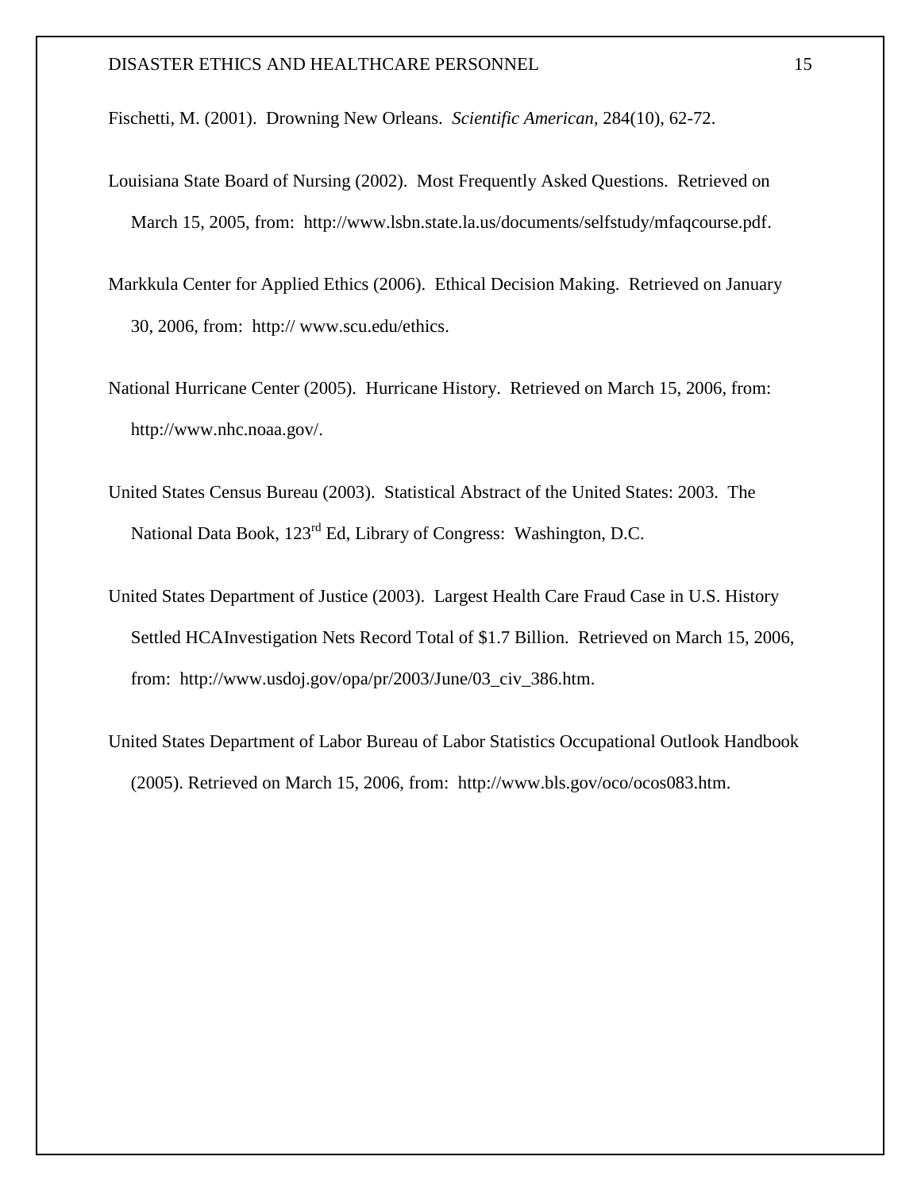Fischetti, M. (2001). Drowning New Orleans. *Scientific American*, 284(10), 62-72.

Louisiana State Board of Nursing (2002). Most Frequently Asked Questions. Retrieved on March 15, 2005, from: http://www.lsbn.state.la.us/documents/selfstudy/mfaqcourse.pdf.

Markkula Center for Applied Ethics (2006). Ethical Decision Making. Retrieved on January 30, 2006, from: http:// www.scu.edu/ethics.

National Hurricane Center (2005). Hurricane History. Retrieved on March 15, 2006, from: http://www.nhc.noaa.gov/.

United States Census Bureau (2003). Statistical Abstract of the United States: 2003. The National Data Book, 123rd Ed, Library of Congress: Washington, D.C.

United States Department of Justice (2003). Largest Health Care Fraud Case in U.S. History Settled HCAInvestigation Nets Record Total of $1.7 Billion. Retrieved on March 15, 2006, from: http://www.usdoj.gov/opa/pr/2003/June/03_civ_386.htm.

United States Department of Labor Bureau of Labor Statistics Occupational Outlook Handbook (2005). Retrieved on March 15, 2006, from: http://www.bls.gov/oco/ocos083.htm.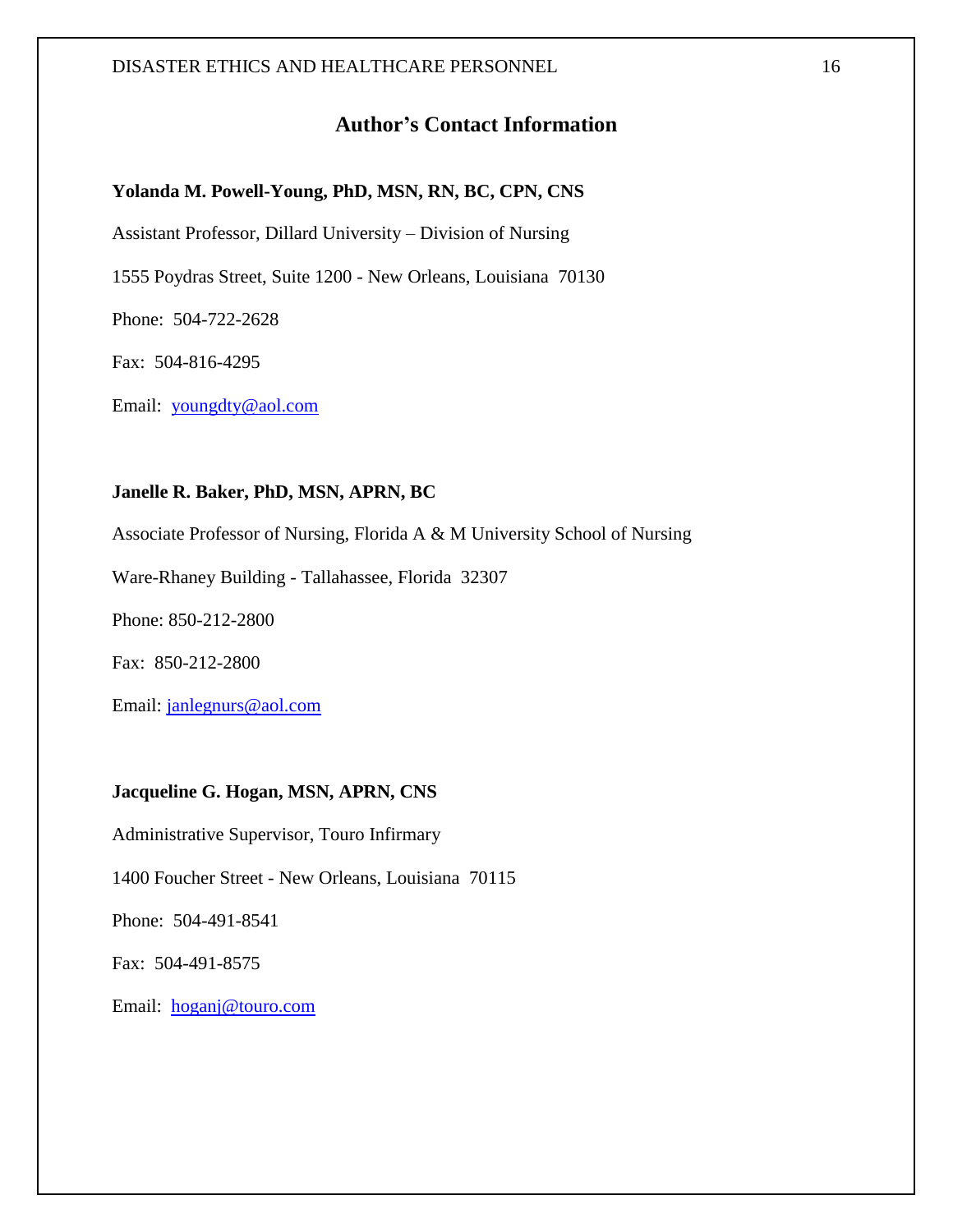## Author's Contact Information

**Yolanda M. Powell-Young, PhD, MSN, RN, BC, CPN, CNS**

Assistant Professor, Dillard University – Division of Nursing

1555 Poydras Street, Suite 1200 - New Orleans, Louisiana 70130

Phone: 504-722-2628

Fax: 504-816-4295

Email: youngdty@aol.com

**Janelle R. Baker, PhD, MSN, APRN, BC**

Associate Professor of Nursing, Florida A & M University School of Nursing

Ware-Rhaney Building - Tallahassee, Florida 32307

Phone: 850-212-2800

Fax: 850-212-2800

Email: janlegnurs@aol.com

**Jacqueline G. Hogan, MSN, APRN, CNS**

Administrative Supervisor, Touro Infirmary

1400 Foucher Street - New Orleans, Louisiana 70115

Phone: 504-491-8541

Fax: 504-491-8575

Email: hoganj@touro.com